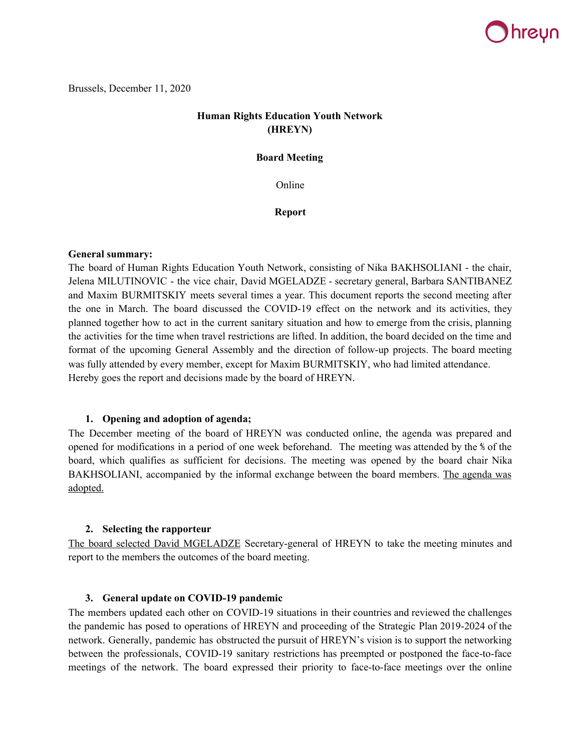Brussels, December 11, 2020

**Human Rights Education Youth Network**
**(HREYN)**

**Board Meeting**

Online

**Report**

**General summary:**
The board of Human Rights Education Youth Network, consisting of Nika BAKHSOLIANI - the chair, Jelena MILUTINOVIC - the vice chair, David MGELADZE - secretary general, Barbara SANTIBANEZ and Maxim BURMITSKIY meets several times a year. This document reports the second meeting after the one in March. The board discussed the COVID-19 effect on the network and its activities, they planned together how to act in the current sanitary situation and how to emerge from the crisis, planning the activities for the time when travel restrictions are lifted. In addition, the board decided on the time and format of the upcoming General Assembly and the direction of follow-up projects. The board meeting was fully attended by every member, except for Maxim BURMITSKIY, who had limited attendance. Hereby goes the report and decisions made by the board of HREYN.

## 1. Opening and adoption of agenda;

The December meeting of the board of HREYN was conducted online, the agenda was prepared and opened for modifications in a period of one week beforehand. The meeting was attended by the ⅘ of the board, which qualifies as sufficient for decisions. The meeting was opened by the board chair Nika BAKHSOLIANI, accompanied by the informal exchange between the board members. The agenda was adopted.

## 2. Selecting the rapporteur

The board selected David MGELADZE Secretary-general of HREYN to take the meeting minutes and report to the members the outcomes of the board meeting.

## 3. General update on COVID-19 pandemic

The members updated each other on COVID-19 situations in their countries and reviewed the challenges the pandemic has posed to operations of HREYN and proceeding of the Strategic Plan 2019-2024 of the network. Generally, pandemic has obstructed the pursuit of HREYN's vision is to support the networking between the professionals, COVID-19 sanitary restrictions has preempted or postponed the face-to-face meetings of the network. The board expressed their priority to face-to-face meetings over the online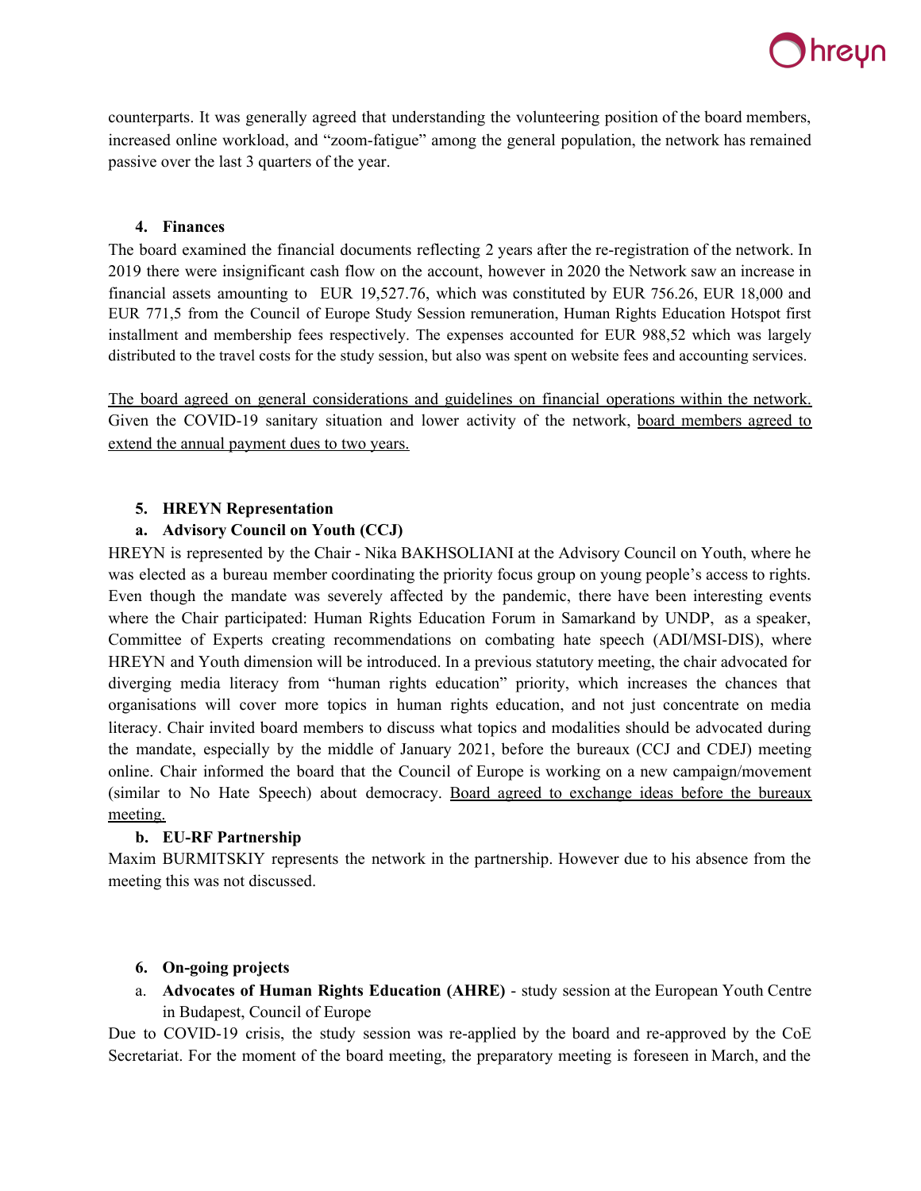counterparts. It was generally agreed that understanding the volunteering position of the board members, increased online workload, and "zoom-fatigue" among the general population, the network has remained passive over the last 3 quarters of the year.

**4. Finances**

The board examined the financial documents reflecting 2 years after the re-registration of the network. In 2019 there were insignificant cash flow on the account, however in 2020 the Network saw an increase in financial assets amounting to EUR 19,527.76, which was constituted by EUR 756.26, EUR 18,000 and EUR 771,5 from the Council of Europe Study Session remuneration, Human Rights Education Hotspot first installment and membership fees respectively. The expenses accounted for EUR 988,52 which was largely distributed to the travel costs for the study session, but also was spent on website fees and accounting services.

<u>The board agreed on general considerations and guidelines on financial operations within the network.</u> Given the COVID-19 sanitary situation and lower activity of the network, <u>board members agreed to extend the annual payment dues to two years.</u>

**5. HREYN Representation**

**a. Advisory Council on Youth (CCJ)**

HREYN is represented by the Chair - Nika BAKHSOLIANI at the Advisory Council on Youth, where he was elected as a bureau member coordinating the priority focus group on young people's access to rights. Even though the mandate was severely affected by the pandemic, there have been interesting events where the Chair participated: Human Rights Education Forum in Samarkand by UNDP, as a speaker, Committee of Experts creating recommendations on combating hate speech (ADI/MSI-DIS), where HREYN and Youth dimension will be introduced. In a previous statutory meeting, the chair advocated for diverging media literacy from "human rights education" priority, which increases the chances that organisations will cover more topics in human rights education, and not just concentrate on media literacy. Chair invited board members to discuss what topics and modalities should be advocated during the mandate, especially by the middle of January 2021, before the bureaux (CCJ and CDEJ) meeting online. Chair informed the board that the Council of Europe is working on a new campaign/movement (similar to No Hate Speech) about democracy. <u>Board agreed to exchange ideas before the bureaux meeting.</u>

**b. EU-RF Partnership**

Maxim BURMITSKIY represents the network in the partnership. However due to his absence from the meeting this was not discussed.

**6. On-going projects**

a. **Advocates of Human Rights Education (AHRE)** - study session at the European Youth Centre in Budapest, Council of Europe

Due to COVID-19 crisis, the study session was re-applied by the board and re-approved by the CoE Secretariat. For the moment of the board meeting, the preparatory meeting is foreseen in March, and the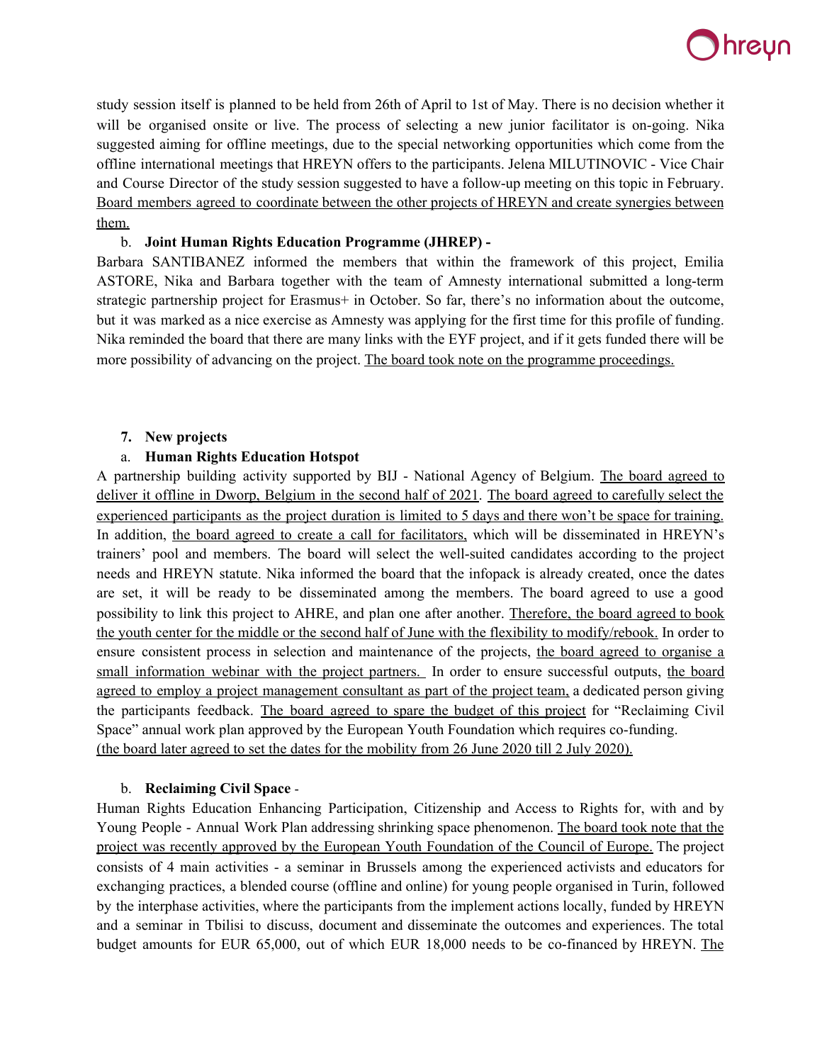study session itself is planned to be held from 26th of April to 1st of May. There is no decision whether it will be organised onsite or live. The process of selecting a new junior facilitator is on-going. Nika suggested aiming for offline meetings, due to the special networking opportunities which come from the offline international meetings that HREYN offers to the participants. Jelena MILUTINOVIC - Vice Chair and Course Director of the study session suggested to have a follow-up meeting on this topic in February. <u>Board members agreed to coordinate between the other projects of HREYN and create synergies between them.</u>

b. **Joint Human Rights Education Programme (JHREP) -**

Barbara SANTIBANEZ informed the members that within the framework of this project, Emilia ASTORE, Nika and Barbara together with the team of Amnesty international submitted a long-term strategic partnership project for Erasmus+ in October. So far, there's no information about the outcome, but it was marked as a nice exercise as Amnesty was applying for the first time for this profile of funding. Nika reminded the board that there are many links with the EYF project, and if it gets funded there will be more possibility of advancing on the project. <u>The board took note on the programme proceedings.</u>

**7. New projects**

a. **Human Rights Education Hotspot**

A partnership building activity supported by BIJ - National Agency of Belgium. <u>The board agreed to deliver it offline in Dworp, Belgium in the second half of 2021</u>. <u>The board agreed to carefully select the experienced participants as the project duration is limited to 5 days and there won't be space for training.</u> In addition, <u>the board agreed to create a call for facilitators,</u> which will be disseminated in HREYN's trainers' pool and members. The board will select the well-suited candidates according to the project needs and HREYN statute. Nika informed the board that the infopack is already created, once the dates are set, it will be ready to be disseminated among the members. The board agreed to use a good possibility to link this project to AHRE, and plan one after another. <u>Therefore, the board agreed to book the youth center for the middle or the second half of June with the flexibility to modify/rebook.</u> In order to ensure consistent process in selection and maintenance of the projects, <u>the board agreed to organise a small information webinar with the project partners.</u> In order to ensure successful outputs, <u>the board agreed to employ a project management consultant as part of the project team,</u> a dedicated person giving the participants feedback. <u>The board agreed to spare the budget of this project</u> for "Reclaiming Civil Space" annual work plan approved by the European Youth Foundation which requires co-funding. <u>(the board later agreed to set the dates for the mobility from 26 June 2020 till 2 July 2020).</u>

b. **Reclaiming Civil Space** -

Human Rights Education Enhancing Participation, Citizenship and Access to Rights for, with and by Young People - Annual Work Plan addressing shrinking space phenomenon. <u>The board took note that the project was recently approved by the European Youth Foundation of the Council of Europe.</u> The project consists of 4 main activities - a seminar in Brussels among the experienced activists and educators for exchanging practices, a blended course (offline and online) for young people organised in Turin, followed by the interphase activities, where the participants from the implement actions locally, funded by HREYN and a seminar in Tbilisi to discuss, document and disseminate the outcomes and experiences. The total budget amounts for EUR 65,000, out of which EUR 18,000 needs to be co-financed by HREYN. <u>The</u>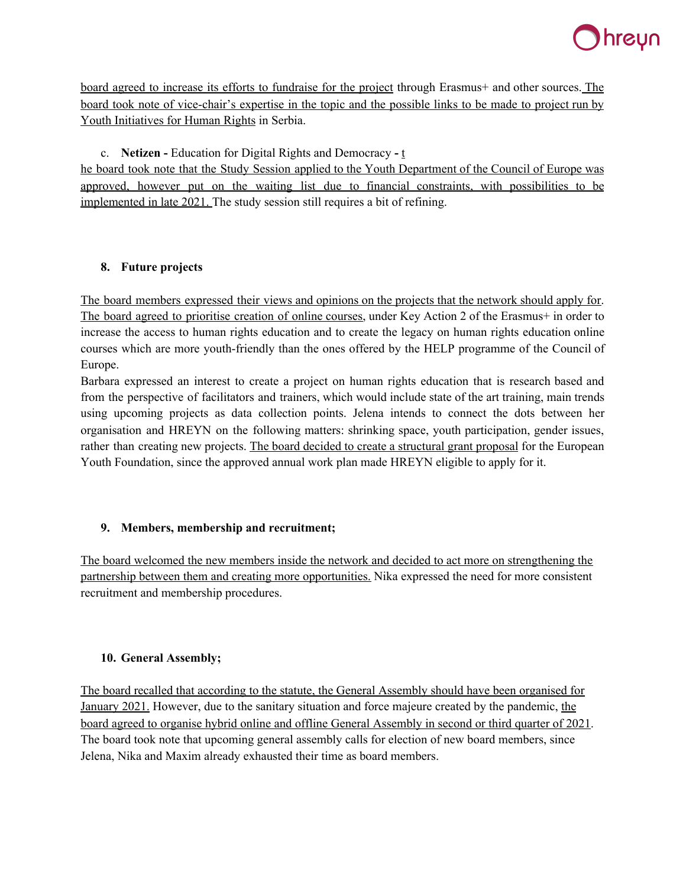board agreed to increase its efforts to fundraise for the project through Erasmus+ and other sources. The board took note of vice-chair's expertise in the topic and the possible links to be made to project run by Youth Initiatives for Human Rights in Serbia.

c. **Netizen -** Education for Digital Rights and Democracy **-** the board took note that the Study Session applied to the Youth Department of the Council of Europe was approved, however put on the waiting list due to financial constraints, with possibilities to be implemented in late 2021. The study session still requires a bit of refining.

### 8. Future projects

The board members expressed their views and opinions on the projects that the network should apply for. The board agreed to prioritise creation of online courses, under Key Action 2 of the Erasmus+ in order to increase the access to human rights education and to create the legacy on human rights education online courses which are more youth-friendly than the ones offered by the HELP programme of the Council of Europe.

Barbara expressed an interest to create a project on human rights education that is research based and from the perspective of facilitators and trainers, which would include state of the art training, main trends using upcoming projects as data collection points. Jelena intends to connect the dots between her organisation and HREYN on the following matters: shrinking space, youth participation, gender issues, rather than creating new projects. The board decided to create a structural grant proposal for the European Youth Foundation, since the approved annual work plan made HREYN eligible to apply for it.

### 9. Members, membership and recruitment;

The board welcomed the new members inside the network and decided to act more on strengthening the partnership between them and creating more opportunities. Nika expressed the need for more consistent recruitment and membership procedures.

### 10. General Assembly;

The board recalled that according to the statute, the General Assembly should have been organised for January 2021. However, due to the sanitary situation and force majeure created by the pandemic, the board agreed to organise hybrid online and offline General Assembly in second or third quarter of 2021. The board took note that upcoming general assembly calls for election of new board members, since Jelena, Nika and Maxim already exhausted their time as board members.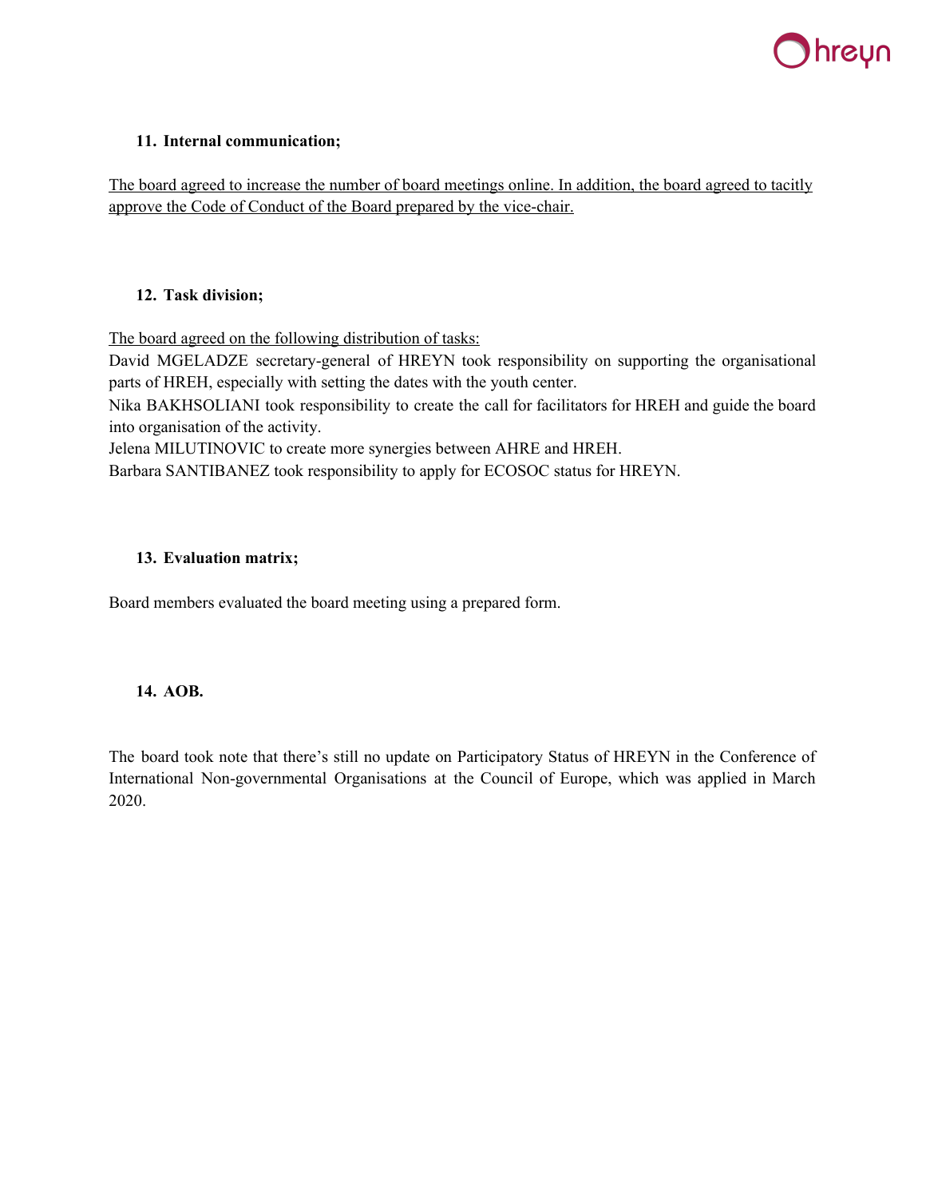**11. Internal communication;**

The board agreed to increase the number of board meetings online. In addition, the board agreed to tacitly approve the Code of Conduct of the Board prepared by the vice-chair.

**12. Task division;**

The board agreed on the following distribution of tasks:
David MGELADZE secretary-general of HREYN took responsibility on supporting the organisational parts of HREH, especially with setting the dates with the youth center.
Nika BAKHSOLIANI took responsibility to create the call for facilitators for HREH and guide the board into organisation of the activity.
Jelena MILUTINOVIC to create more synergies between AHRE and HREH.
Barbara SANTIBANEZ took responsibility to apply for ECOSOC status for HREYN.

**13. Evaluation matrix;**

Board members evaluated the board meeting using a prepared form.

**14. AOB.**

The board took note that there's still no update on Participatory Status of HREYN in the Conference of International Non-governmental Organisations at the Council of Europe, which was applied in March 2020.